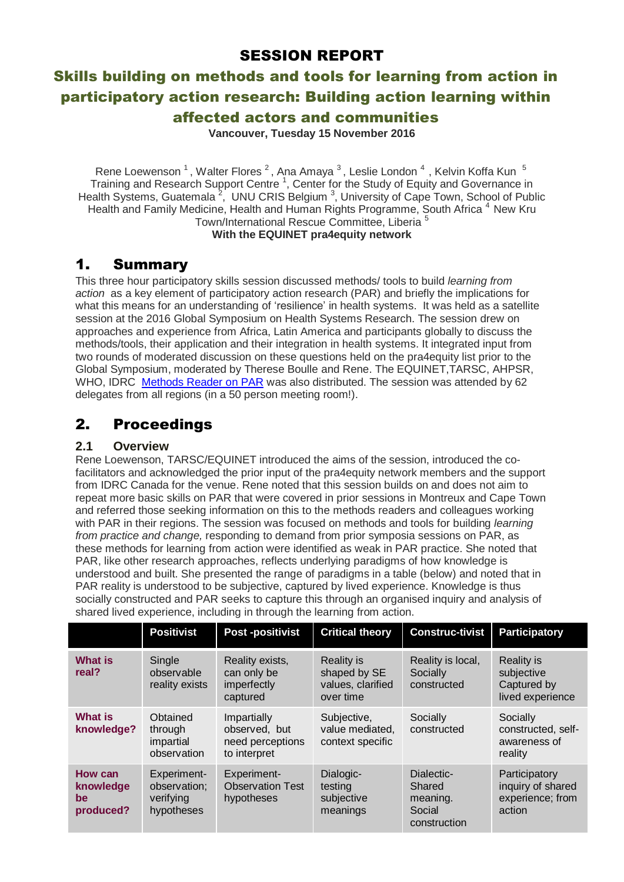# SESSION REPORT

## Skills building on methods and tools for learning from action in participatory action research: Building action learning within affected actors and communities

**Vancouver, Tuesday 15 November 2016**

Rene Loewenson [1], Walter Flores [2], Ana Amaya [3], Leslie London [4], Kelvin Koffa Kun [5]
Training and Research Support Centre [1], Center for the Study of Equity and Governance in Health Systems, Guatemala [2], UNU CRIS Belgium [3], University of Cape Town, School of Public Health and Family Medicine, Health and Human Rights Programme, South Africa [4] New Kru Town/International Rescue Committee, Liberia [5]
**With the EQUINET pra4equity network**

## 1. Summary

This three hour participatory skills session discussed methods/ tools to build *learning from action* as a key element of participatory action research (PAR) and briefly the implications for what this means for an understanding of 'resilience' in health systems. It was held as a satellite session at the 2016 Global Symposium on Health Systems Research. The session drew on approaches and experience from Africa, Latin America and participants globally to discuss the methods/tools, their application and their integration in health systems. It integrated input from two rounds of moderated discussion on these questions held on the pra4equity list prior to the Global Symposium, moderated by Therese Boulle and Rene. The EQUINET,TARSC, AHPSR, WHO, IDRC Methods Reader on PAR was also distributed. The session was attended by 62 delegates from all regions (in a 50 person meeting room!).

## 2. Proceedings

### 2.1 Overview

Rene Loewenson, TARSC/EQUINET introduced the aims of the session, introduced the co-facilitators and acknowledged the prior input of the pra4equity network members and the support from IDRC Canada for the venue. Rene noted that this session builds on and does not aim to repeat more basic skills on PAR that were covered in prior sessions in Montreux and Cape Town and referred those seeking information on this to the methods readers and colleagues working with PAR in their regions. The session was focused on methods and tools for building *learning from practice and change,* responding to demand from prior symposia sessions on PAR, as these methods for learning from action were identified as weak in PAR practice. She noted that PAR, like other research approaches, reflects underlying paradigms of how knowledge is understood and built. She presented the range of paradigms in a table (below) and noted that in PAR reality is understood to be subjective, captured by lived experience. Knowledge is thus socially constructed and PAR seeks to capture this through an organised inquiry and analysis of shared lived experience, including in through the learning from action.

| | Positivist | Post -positivist | Critical theory | Construc-tivist | Participatory |
|---|---|---|---|---|---|
| **What is real?** | Single observable reality exists | Reality exists, can only be imperfectly captured | Reality is shaped by SE values, clarified over time | Reality is local, Socially constructed | Reality is subjective Captured by lived experience |
| **What is knowledge?** | Obtained through impartial observation | Impartially observed, but need perceptions to interpret | Subjective, value mediated, context specific | Socially constructed | Socially constructed, self-awareness of reality |
| **How can knowledge be produced?** | Experiment-observation; verifying hypotheses | Experiment-Observation Test hypotheses | Dialogic-testing subjective meanings | Dialectic-Shared meaning. Social construction | Participatory inquiry of shared experience; from action |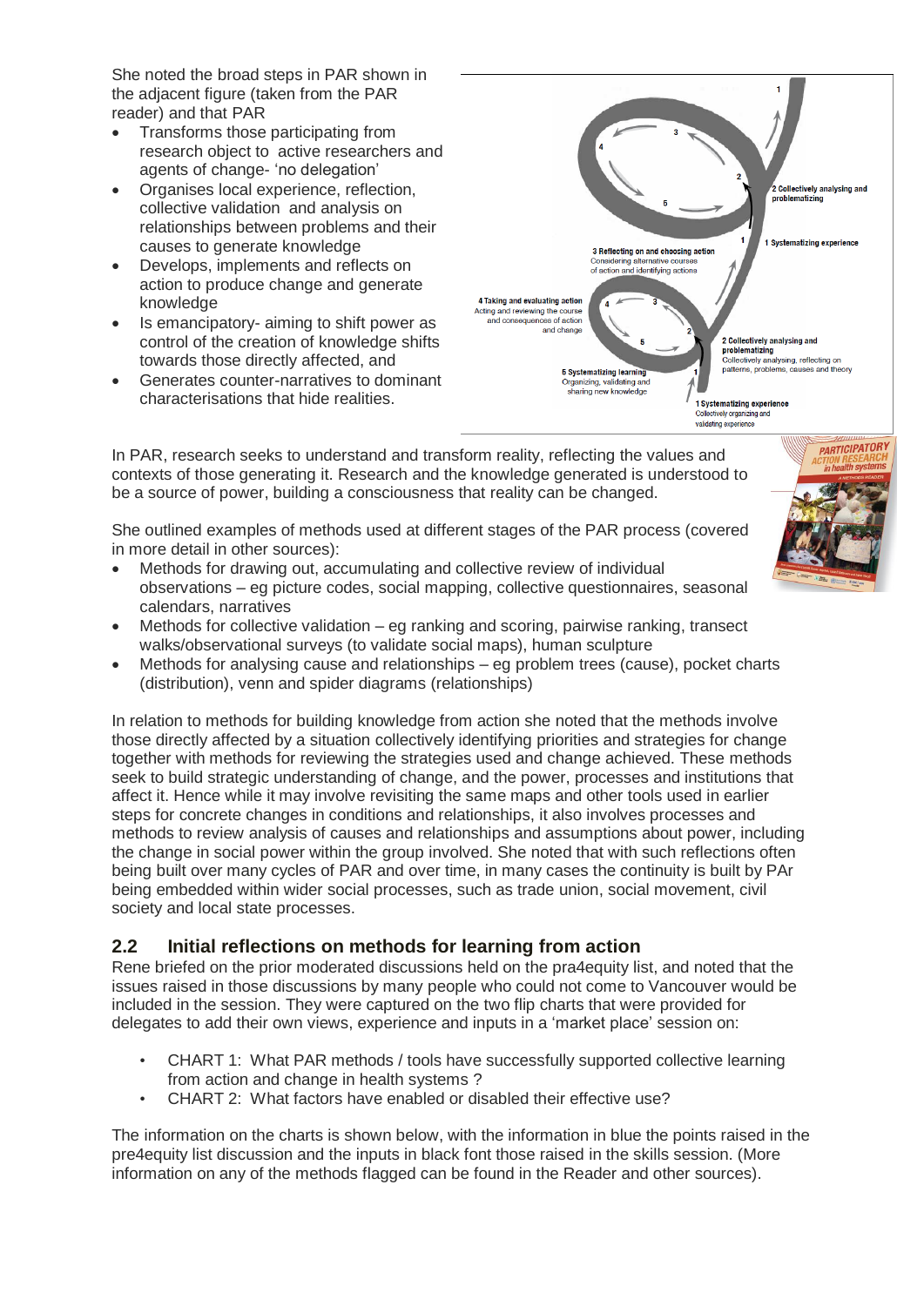She noted the broad steps in PAR shown in the adjacent figure (taken from the PAR reader) and that PAR

- Transforms those participating from research object to active researchers and agents of change- 'no delegation'
- Organises local experience, reflection, collective validation and analysis on relationships between problems and their causes to generate knowledge
- Develops, implements and reflects on action to produce change and generate knowledge
- Is emancipatory- aiming to shift power as control of the creation of knowledge shifts towards those directly affected, and
- Generates counter-narratives to dominant characterisations that hide realities.

In PAR, research seeks to understand and transform reality, reflecting the values and contexts of those generating it. Research and the knowledge generated is understood to be a source of power, building a consciousness that reality can be changed.

She outlined examples of methods used at different stages of the PAR process (covered in more detail in other sources):

- Methods for drawing out, accumulating and collective review of individual observations – eg picture codes, social mapping, collective questionnaires, seasonal calendars, narratives
- Methods for collective validation – eg ranking and scoring, pairwise ranking, transect walks/observational surveys (to validate social maps), human sculpture
- Methods for analysing cause and relationships – eg problem trees (cause), pocket charts (distribution), venn and spider diagrams (relationships)

In relation to methods for building knowledge from action she noted that the methods involve those directly affected by a situation collectively identifying priorities and strategies for change together with methods for reviewing the strategies used and change achieved. These methods seek to build strategic understanding of change, and the power, processes and institutions that affect it. Hence while it may involve revisiting the same maps and other tools used in earlier steps for concrete changes in conditions and relationships, it also involves processes and methods to review analysis of causes and relationships and assumptions about power, including the change in social power within the group involved. She noted that with such reflections often being built over many cycles of PAR and over time, in many cases the continuity is built by PAr being embedded within wider social processes, such as trade union, social movement, civil society and local state processes.

## 2.2 Initial reflections on methods for learning from action

Rene briefed on the prior moderated discussions held on the pra4equity list, and noted that the issues raised in those discussions by many people who could not come to Vancouver would be included in the session. They were captured on the two flip charts that were provided for delegates to add their own views, experience and inputs in a 'market place' session on:

- CHART 1: What PAR methods / tools have successfully supported collective learning from action and change in health systems ?
- CHART 2: What factors have enabled or disabled their effective use?

The information on the charts is shown below, with the information in blue the points raised in the pre4equity list discussion and the inputs in black font those raised in the skills session. (More information on any of the methods flagged can be found in the Reader and other sources).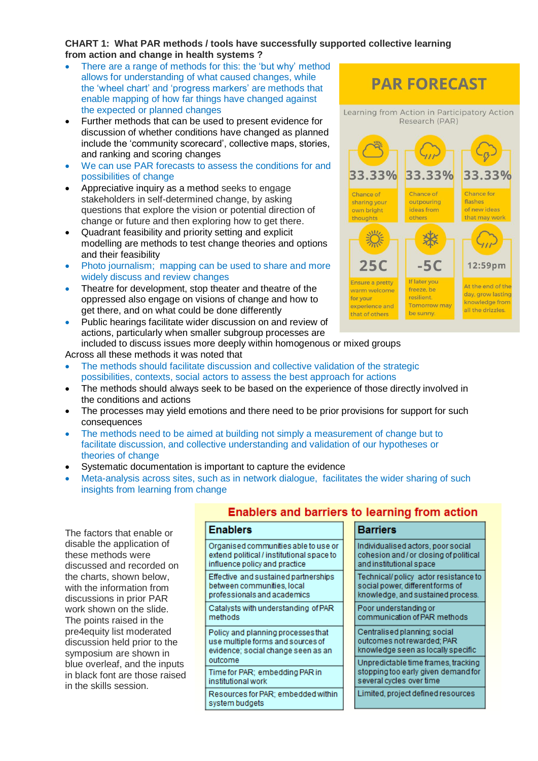**CHART 1: What PAR methods / tools have successfully supported collective learning from action and change in health systems ?**

- There are a range of methods for this: the 'but why' method allows for understanding of what caused changes, while the 'wheel chart' and 'progress markers' are methods that enable mapping of how far things have changed against the expected or planned changes
- Further methods that can be used to present evidence for discussion of whether conditions have changed as planned include the 'community scorecard', collective maps, stories, and ranking and scoring changes
- We can use PAR forecasts to assess the conditions for and possibilities of change
- Appreciative inquiry as a method seeks to engage stakeholders in self-determined change, by asking questions that explore the vision or potential direction of change or future and then exploring how to get there.
- Quadrant feasibility and priority setting and explicit modelling are methods to test change theories and options and their feasibility
- Photo journalism; mapping can be used to share and more widely discuss and review changes
- Theatre for development, stop theater and theatre of the oppressed also engage on visions of change and how to get there, and on what could be done differently
- Public hearings facilitate wider discussion on and review of actions, particularly when smaller subgroup processes are included to discuss issues more deeply within homogenous or mixed groups

**PAR FORECAST**

Learning from Action in Participatory Action Research (PAR)

| 33.33% | 33.33% | 33.33% |
|---|---|---|
| Chance of sharing your own bright thoughts | Chance of outpouring ideas from others | Chance for flashes of new ideas that may work |
| **25C** | **-5C** | **12:59pm** |
| Ensure a pretty warm welcome for your experience and that of others | If later you freeze, be resilient. Tomorrow may be sunny. | At the end of the day, grow lasting knowledge from all the drizzles. |

Across all these methods it was noted that

- The methods should facilitate discussion and collective validation of the strategic possibilities, contexts, social actors to assess the best approach for actions
- The methods should always seek to be based on the experience of those directly involved in the conditions and actions
- The processes may yield emotions and there need to be prior provisions for support for such consequences
- The methods need to be aimed at building not simply a measurement of change but to facilitate discussion, and collective understanding and validation of our hypotheses or theories of change
- Systematic documentation is important to capture the evidence
- Meta-analysis across sites, such as in network dialogue, facilitates the wider sharing of such insights from learning from change

The factors that enable or disable the application of these methods were discussed and recorded on the charts, shown below, with the information from discussions in prior PAR work shown on the slide. The points raised in the pre4equity list moderated discussion held prior to the symposium are shown in blue overleaf, and the inputs in black font are those raised in the skills session.

**Enablers and barriers to learning from action**

| Enablers | Barriers |
|---|---|
| Organised communities able to use or extend political / institutional space to influence policy and practice | Individualised actors, poor social cohesion and / or closing of political and institutional space |
| Effective and sustained partnerships between communities, local professionals and academics | Technical/ policy actor resistance to social power, different forms of knowledge, and sustained process. |
| Catalysts with understanding of PAR methods | Poor understanding or communication of PAR methods |
| Policy and planning processes that use multiple forms and sources of evidence; social change seen as an outcome | Centralised planning; social outcomes not rewarded; PAR knowledge seen as locally specific |
| Time for PAR; embedding PAR in institutional work | Unpredictable time frames, tracking stopping too early given demand for several cycles over time |
| Resources for PAR; embedded within system budgets | Limited, project defined resources |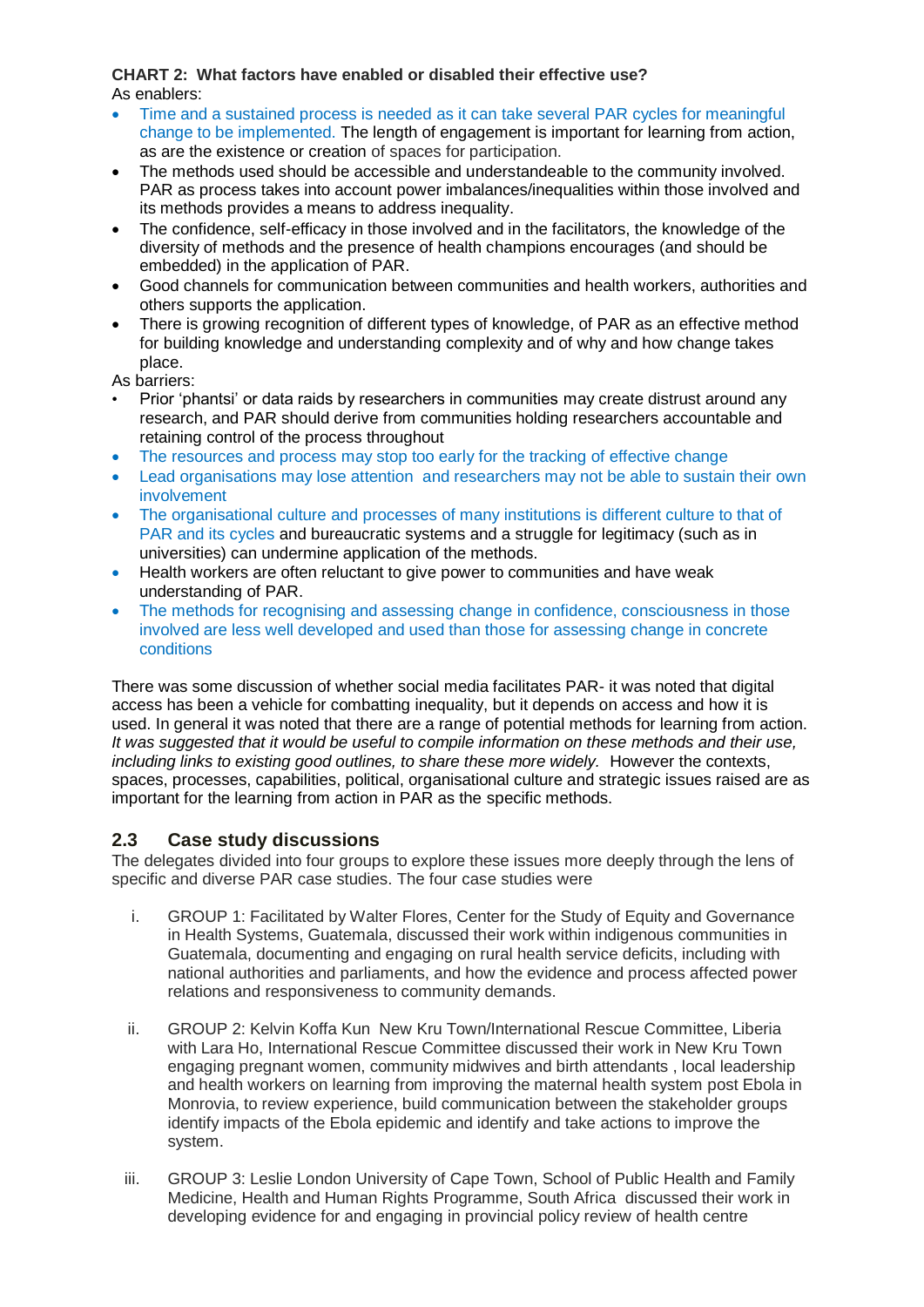**CHART 2: What factors have enabled or disabled their effective use?**
As enablers:

- Time and a sustained process is needed as it can take several PAR cycles for meaningful change to be implemented. The length of engagement is important for learning from action, as are the existence or creation of spaces for participation.
- The methods used should be accessible and understandeable to the community involved. PAR as process takes into account power imbalances/inequalities within those involved and its methods provides a means to address inequality.
- The confidence, self-efficacy in those involved and in the facilitators, the knowledge of the diversity of methods and the presence of health champions encourages (and should be embedded) in the application of PAR.
- Good channels for communication between communities and health workers, authorities and others supports the application.
- There is growing recognition of different types of knowledge, of PAR as an effective method for building knowledge and understanding complexity and of why and how change takes place.

As barriers:

- Prior 'phantsi' or data raids by researchers in communities may create distrust around any research, and PAR should derive from communities holding researchers accountable and retaining control of the process throughout
- The resources and process may stop too early for the tracking of effective change
- Lead organisations may lose attention and researchers may not be able to sustain their own involvement
- The organisational culture and processes of many institutions is different culture to that of PAR and its cycles and bureaucratic systems and a struggle for legitimacy (such as in universities) can undermine application of the methods.
- Health workers are often reluctant to give power to communities and have weak understanding of PAR.
- The methods for recognising and assessing change in confidence, consciousness in those involved are less well developed and used than those for assessing change in concrete conditions

There was some discussion of whether social media facilitates PAR- it was noted that digital access has been a vehicle for combatting inequality, but it depends on access and how it is used. In general it was noted that there are a range of potential methods for learning from action. *It was suggested that it would be useful to compile information on these methods and their use, including links to existing good outlines, to share these more widely.* However the contexts, spaces, processes, capabilities, political, organisational culture and strategic issues raised are as important for the learning from action in PAR as the specific methods.

## 2.3 Case study discussions

The delegates divided into four groups to explore these issues more deeply through the lens of specific and diverse PAR case studies. The four case studies were

i. GROUP 1: Facilitated by Walter Flores, Center for the Study of Equity and Governance in Health Systems, Guatemala, discussed their work within indigenous communities in Guatemala, documenting and engaging on rural health service deficits, including with national authorities and parliaments, and how the evidence and process affected power relations and responsiveness to community demands.

ii. GROUP 2: Kelvin Koffa Kun New Kru Town/International Rescue Committee, Liberia with Lara Ho, International Rescue Committee discussed their work in New Kru Town engaging pregnant women, community midwives and birth attendants , local leadership and health workers on learning from improving the maternal health system post Ebola in Monrovia, to review experience, build communication between the stakeholder groups identify impacts of the Ebola epidemic and identify and take actions to improve the system.

iii. GROUP 3: Leslie London University of Cape Town, School of Public Health and Family Medicine, Health and Human Rights Programme, South Africa discussed their work in developing evidence for and engaging in provincial policy review of health centre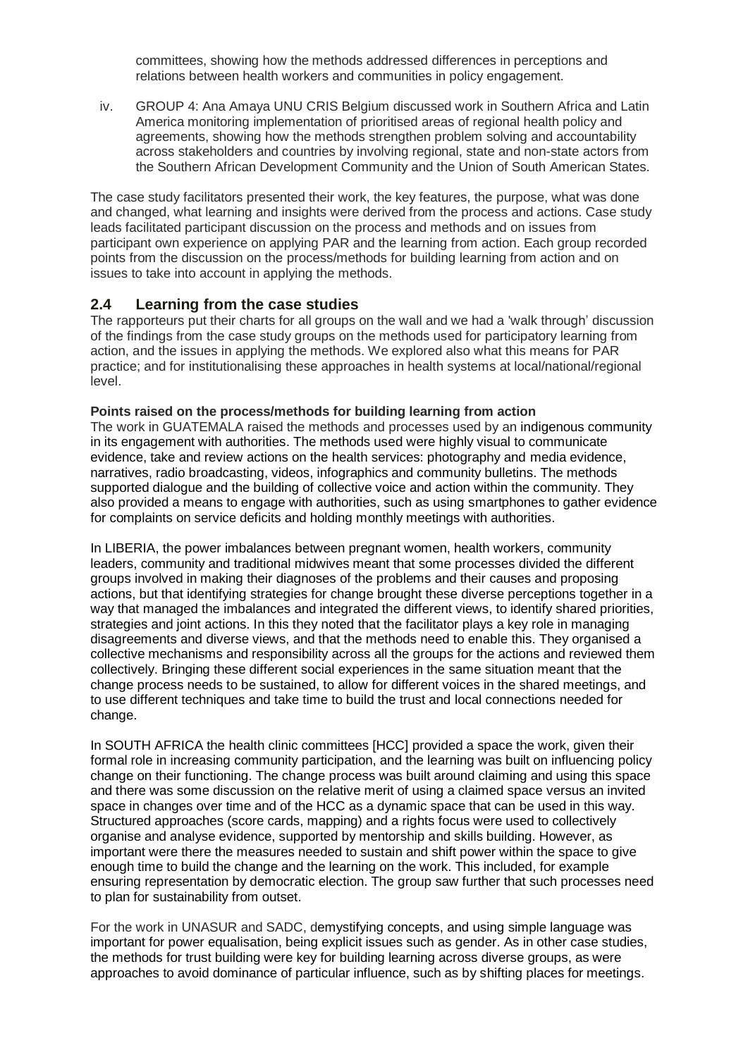committees, showing how the methods addressed differences in perceptions and relations between health workers and communities in policy engagement.

iv. GROUP 4: Ana Amaya UNU CRIS Belgium discussed work in Southern Africa and Latin America monitoring implementation of prioritised areas of regional health policy and agreements, showing how the methods strengthen problem solving and accountability across stakeholders and countries by involving regional, state and non-state actors from the Southern African Development Community and the Union of South American States.

The case study facilitators presented their work, the key features, the purpose, what was done and changed, what learning and insights were derived from the process and actions. Case study leads facilitated participant discussion on the process and methods and on issues from participant own experience on applying PAR and the learning from action. Each group recorded points from the discussion on the process/methods for building learning from action and on issues to take into account in applying the methods.

## 2.4 Learning from the case studies

The rapporteurs put their charts for all groups on the wall and we had a 'walk through' discussion of the findings from the case study groups on the methods used for participatory learning from action, and the issues in applying the methods. We explored also what this means for PAR practice; and for institutionalising these approaches in health systems at local/national/regional level.

**Points raised on the process/methods for building learning from action**

The work in GUATEMALA raised the methods and processes used by an indigenous community in its engagement with authorities. The methods used were highly visual to communicate evidence, take and review actions on the health services: photography and media evidence, narratives, radio broadcasting, videos, infographics and community bulletins. The methods supported dialogue and the building of collective voice and action within the community. They also provided a means to engage with authorities, such as using smartphones to gather evidence for complaints on service deficits and holding monthly meetings with authorities.

In LIBERIA, the power imbalances between pregnant women, health workers, community leaders, community and traditional midwives meant that some processes divided the different groups involved in making their diagnoses of the problems and their causes and proposing actions, but that identifying strategies for change brought these diverse perceptions together in a way that managed the imbalances and integrated the different views, to identify shared priorities, strategies and joint actions. In this they noted that the facilitator plays a key role in managing disagreements and diverse views, and that the methods need to enable this. They organised a collective mechanisms and responsibility across all the groups for the actions and reviewed them collectively. Bringing these different social experiences in the same situation meant that the change process needs to be sustained, to allow for different voices in the shared meetings, and to use different techniques and take time to build the trust and local connections needed for change.

In SOUTH AFRICA the health clinic committees [HCC] provided a space the work, given their formal role in increasing community participation, and the learning was built on influencing policy change on their functioning. The change process was built around claiming and using this space and there was some discussion on the relative merit of using a claimed space versus an invited space in changes over time and of the HCC as a dynamic space that can be used in this way. Structured approaches (score cards, mapping) and a rights focus were used to collectively organise and analyse evidence, supported by mentorship and skills building. However, as important were there the measures needed to sustain and shift power within the space to give enough time to build the change and the learning on the work. This included, for example ensuring representation by democratic election. The group saw further that such processes need to plan for sustainability from outset.

For the work in UNASUR and SADC, demystifying concepts, and using simple language was important for power equalisation, being explicit issues such as gender. As in other case studies, the methods for trust building were key for building learning across diverse groups, as were approaches to avoid dominance of particular influence, such as by shifting places for meetings.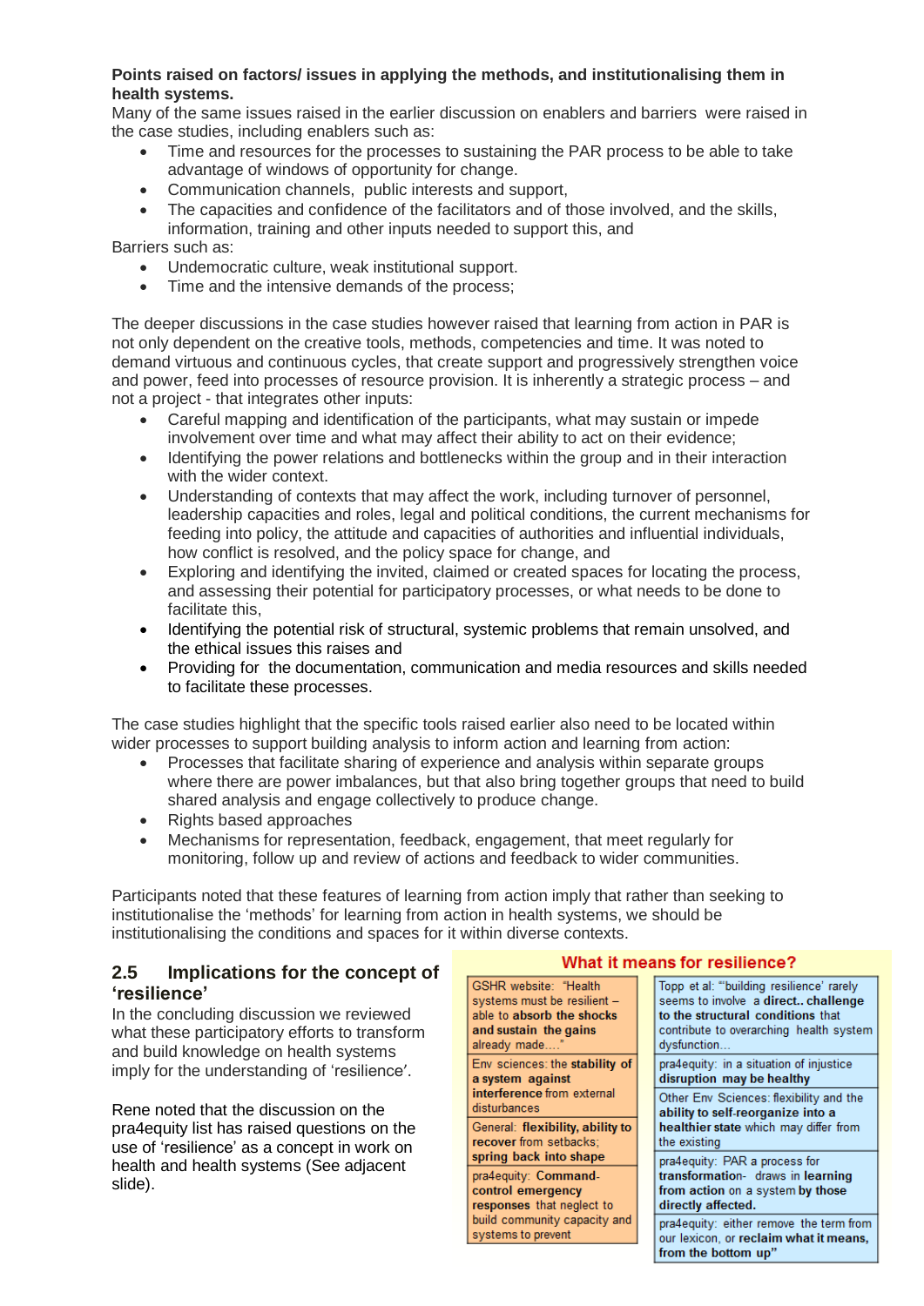**Points raised on factors/ issues in applying the methods, and institutionalising them in health systems.**
Many of the same issues raised in the earlier discussion on enablers and barriers were raised in the case studies, including enablers such as:

- Time and resources for the processes to sustaining the PAR process to be able to take advantage of windows of opportunity for change.
- Communication channels, public interests and support,
- The capacities and confidence of the facilitators and of those involved, and the skills, information, training and other inputs needed to support this, and

Barriers such as:

- Undemocratic culture, weak institutional support.
- Time and the intensive demands of the process;

The deeper discussions in the case studies however raised that learning from action in PAR is not only dependent on the creative tools, methods, competencies and time. It was noted to demand virtuous and continuous cycles, that create support and progressively strengthen voice and power, feed into processes of resource provision. It is inherently a strategic process – and not a project - that integrates other inputs:

- Careful mapping and identification of the participants, what may sustain or impede involvement over time and what may affect their ability to act on their evidence;
- Identifying the power relations and bottlenecks within the group and in their interaction with the wider context.
- Understanding of contexts that may affect the work, including turnover of personnel, leadership capacities and roles, legal and political conditions, the current mechanisms for feeding into policy, the attitude and capacities of authorities and influential individuals, how conflict is resolved, and the policy space for change, and
- Exploring and identifying the invited, claimed or created spaces for locating the process, and assessing their potential for participatory processes, or what needs to be done to facilitate this,
- Identifying the potential risk of structural, systemic problems that remain unsolved, and the ethical issues this raises and
- Providing for the documentation, communication and media resources and skills needed to facilitate these processes.

The case studies highlight that the specific tools raised earlier also need to be located within wider processes to support building analysis to inform action and learning from action:

- Processes that facilitate sharing of experience and analysis within separate groups where there are power imbalances, but that also bring together groups that need to build shared analysis and engage collectively to produce change.
- Rights based approaches
- Mechanisms for representation, feedback, engagement, that meet regularly for monitoring, follow up and review of actions and feedback to wider communities.

Participants noted that these features of learning from action imply that rather than seeking to institutionalise the 'methods' for learning from action in health systems, we should be institutionalising the conditions and spaces for it within diverse contexts.

## 2.5 Implications for the concept of 'resilience'

In the concluding discussion we reviewed what these participatory efforts to transform and build knowledge on health systems imply for the understanding of 'resilience'.

Rene noted that the discussion on the pra4equity list has raised questions on the use of 'resilience' as a concept in work on health and health systems (See adjacent slide).

**What it means for resilience?**

| | |
|---|---|
| GSHR website: "Health systems must be resilient – able to **absorb the shocks and sustain the gains** already made…." | Topp et al: "'building resilience' rarely seems to involve **a direct.. challenge to the structural conditions** that contribute to overarching health system dysfunction… |
| Env sciences: the **stability of a system against interference** from external disturbances | pra4equity: in a situation of injustice **disruption may be healthy** |
| General: **flexibility, ability to recover** from setbacks; **spring back into shape** | Other Env Sciences: flexibility and the **ability to self-reorganize into a healthier state** which may differ from the existing |
| pra4equity: **Command-control emergency responses** that neglect to build community capacity and systems to prevent | pra4equity: PAR a process for **transformation**- draws in **learning from action** on a system **by those directly affected.** |
| | pra4equity: either remove the term from our lexicon, or **reclaim what it means, from the bottom up"** |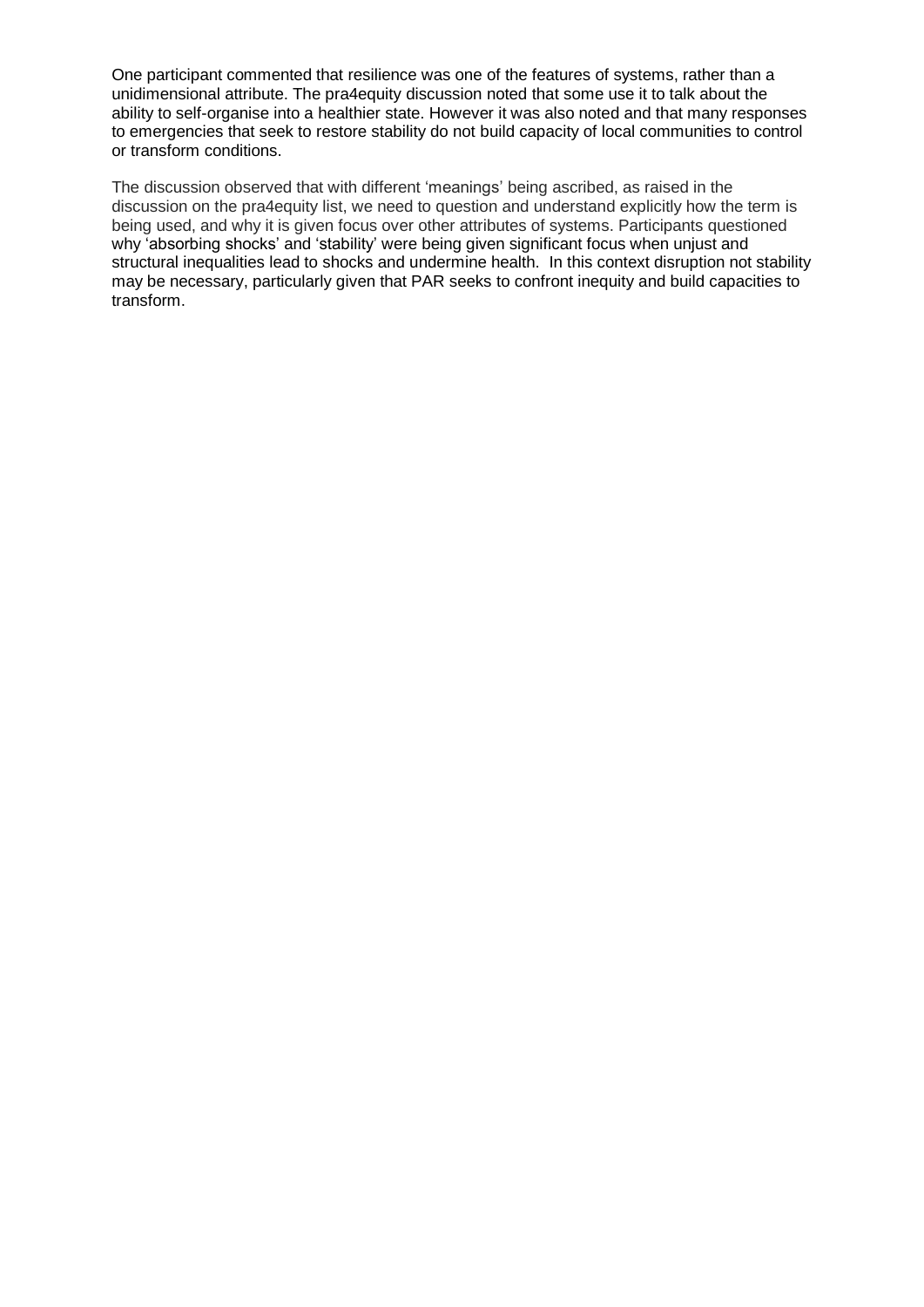One participant commented that resilience was one of the features of systems, rather than a unidimensional attribute. The pra4equity discussion noted that some use it to talk about the ability to self-organise into a healthier state. However it was also noted and that many responses to emergencies that seek to restore stability do not build capacity of local communities to control or transform conditions.

The discussion observed that with different 'meanings' being ascribed, as raised in the discussion on the pra4equity list, we need to question and understand explicitly how the term is being used, and why it is given focus over other attributes of systems. Participants questioned why 'absorbing shocks' and 'stability' were being given significant focus when unjust and structural inequalities lead to shocks and undermine health. In this context disruption not stability may be necessary, particularly given that PAR seeks to confront inequity and build capacities to transform.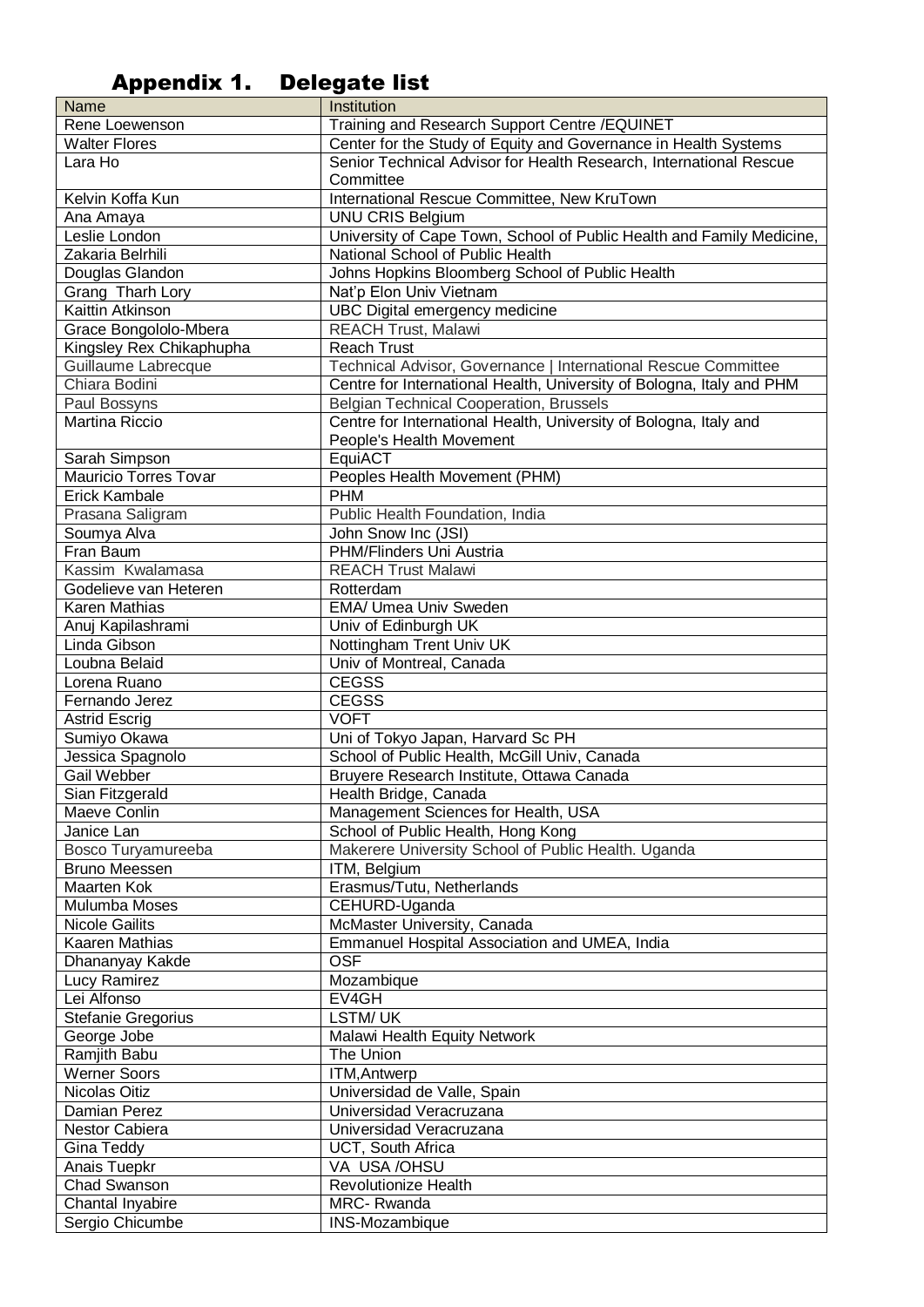## Appendix 1. Delegate list

| Name | Institution |
|---|---|
| Rene Loewenson | Training and Research Support Centre /EQUINET |
| Walter Flores | Center for the Study of Equity and Governance in Health Systems |
| Lara Ho | Senior Technical Advisor for Health Research, International Rescue Committee |
| Kelvin Koffa Kun | International Rescue Committee, New KruTown |
| Ana Amaya | UNU CRIS Belgium |
| Leslie London | University of Cape Town, School of Public Health and Family Medicine, |
| Zakaria Belrhili | National School of Public Health |
| Douglas Glandon | Johns Hopkins Bloomberg School of Public Health |
| Grang Tharh Lory | Nat'p Elon Univ Vietnam |
| Kaittin Atkinson | UBC Digital emergency medicine |
| Grace Bongololo-Mbera | REACH Trust, Malawi |
| Kingsley Rex Chikaphupha | Reach Trust |
| Guillaume Labrecque | Technical Advisor, Governance \| International Rescue Committee |
| Chiara Bodini | Centre for International Health, University of Bologna, Italy and PHM |
| Paul Bossyns | Belgian Technical Cooperation, Brussels |
| Martina Riccio | Centre for International Health, University of Bologna, Italy and People's Health Movement |
| Sarah Simpson | EquiACT |
| Mauricio Torres Tovar | Peoples Health Movement (PHM) |
| Erick Kambale | PHM |
| Prasana Saligram | Public Health Foundation, India |
| Soumya Alva | John Snow Inc (JSI) |
| Fran Baum | PHM/Flinders Uni Austria |
| Kassim Kwalamasa | REACH Trust Malawi |
| Godelieve van Heteren | Rotterdam |
| Karen Mathias | EMA/ Umea Univ Sweden |
| Anuj Kapilashrami | Univ of Edinburgh UK |
| Linda Gibson | Nottingham Trent Univ UK |
| Loubna Belaid | Univ of Montreal, Canada |
| Lorena Ruano | CEGSS |
| Fernando Jerez | CEGSS |
| Astrid Escrig | VOFT |
| Sumiyo Okawa | Uni of Tokyo Japan, Harvard Sc PH |
| Jessica Spagnolo | School of Public Health, McGill Univ, Canada |
| Gail Webber | Bruyere Research Institute, Ottawa Canada |
| Sian Fitzgerald | Health Bridge, Canada |
| Maeve Conlin | Management Sciences for Health, USA |
| Janice Lan | School of Public Health, Hong Kong |
| Bosco Turyamureeba | Makerere University School of Public Health. Uganda |
| Bruno Meessen | ITM, Belgium |
| Maarten Kok | Erasmus/Tutu, Netherlands |
| Mulumba Moses | CEHURD-Uganda |
| Nicole Gailits | McMaster University, Canada |
| Kaaren Mathias | Emmanuel Hospital Association and UMEA, India |
| Dhananyay Kakde | OSF |
| Lucy Ramirez | Mozambique |
| Lei Alfonso | EV4GH |
| Stefanie Gregorius | LSTM/ UK |
| George Jobe | Malawi Health Equity Network |
| Ramjith Babu | The Union |
| Werner Soors | ITM,Antwerp |
| Nicolas Oitiz | Universidad de Valle, Spain |
| Damian Perez | Universidad Veracruzana |
| Nestor Cabiera | Universidad Veracruzana |
| Gina Teddy | UCT, South Africa |
| Anais Tuepkr | VA USA /OHSU |
| Chad Swanson | Revolutionize Health |
| Chantal Inyabire | MRC- Rwanda |
| Sergio Chicumbe | INS-Mozambique |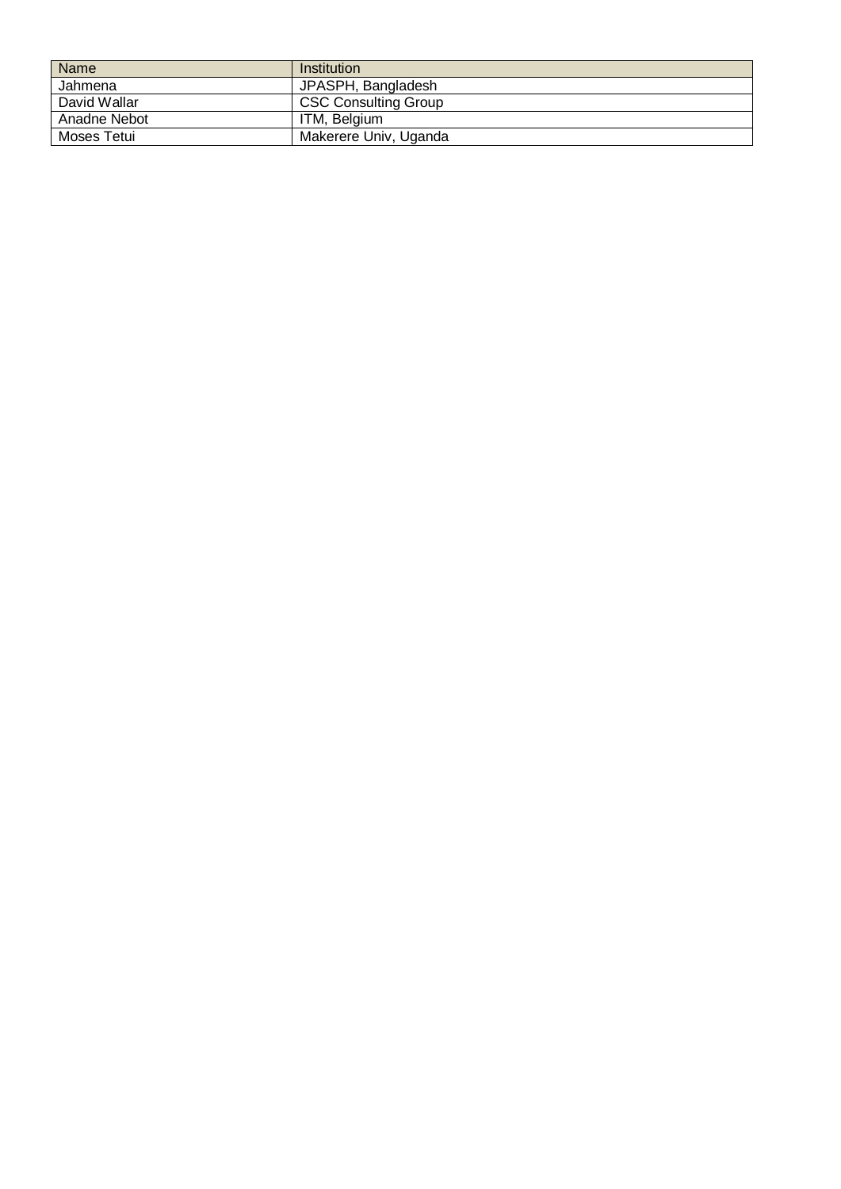| Name | Institution |
|---|---|
| Jahmena | JPASPH, Bangladesh |
| David Wallar | CSC Consulting Group |
| Anadne Nebot | ITM, Belgium |
| Moses Tetui | Makerere Univ, Uganda |